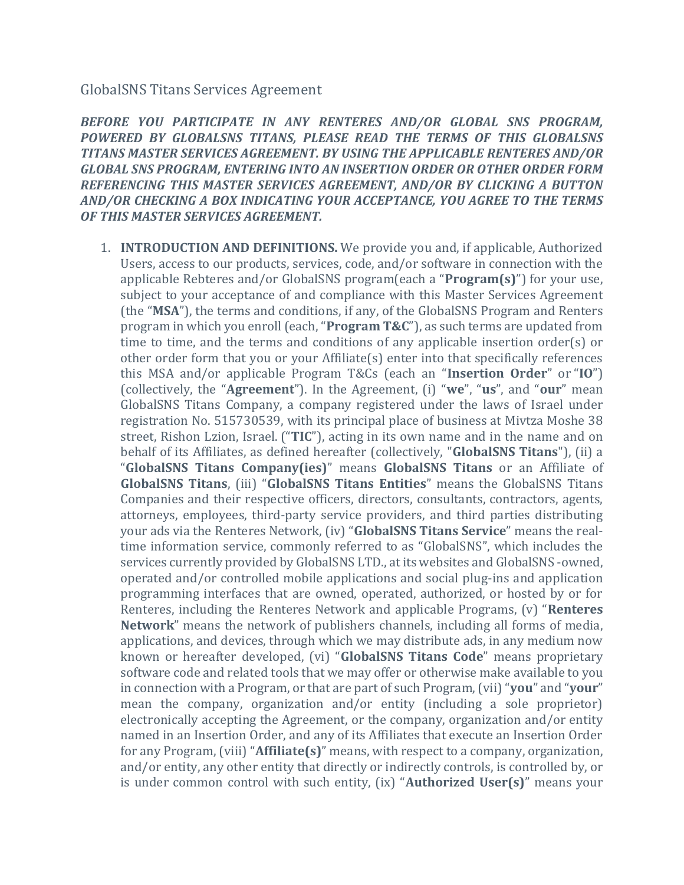GlobalSNS Titans Services Agreement

***BEFORE YOU PARTICIPATE IN ANY RENTERES AND/OR GLOBAL SNS PROGRAM, POWERED BY GLOBALSNS TITANS, PLEASE READ THE TERMS OF THIS GLOBALSNS TITANS MASTER SERVICES AGREEMENT. BY USING THE APPLICABLE RENTERES AND/OR GLOBAL SNS PROGRAM, ENTERING INTO AN INSERTION ORDER OR OTHER ORDER FORM REFERENCING THIS MASTER SERVICES AGREEMENT, AND/OR BY CLICKING A BUTTON AND/OR CHECKING A BOX INDICATING YOUR ACCEPTANCE, YOU AGREE TO THE TERMS OF THIS MASTER SERVICES AGREEMENT.***

1. **INTRODUCTION AND DEFINITIONS.** We provide you and, if applicable, Authorized Users, access to our products, services, code, and/or software in connection with the applicable Rebteres and/or GlobalSNS program(each a "**Program(s)**") for your use, subject to your acceptance of and compliance with this Master Services Agreement (the "**MSA**"), the terms and conditions, if any, of the GlobalSNS Program and Renters program in which you enroll (each, "**Program T&C**"), as such terms are updated from time to time, and the terms and conditions of any applicable insertion order(s) or other order form that you or your Affiliate(s) enter into that specifically references this MSA and/or applicable Program T&Cs (each an "**Insertion Order**" or "**IO**") (collectively, the "**Agreement**"). In the Agreement, (i) "**we**", "**us**", and "**our**" mean GlobalSNS Titans Company, a company registered under the laws of Israel under registration No. 515730539, with its principal place of business at Mivtza Moshe 38 street, Rishon Lzion, Israel. ("**TIC**"), acting in its own name and in the name and on behalf of its Affiliates, as defined hereafter (collectively, "**GlobalSNS Titans**"), (ii) a "**GlobalSNS Titans Company(ies)**" means **GlobalSNS Titans** or an Affiliate of **GlobalSNS Titans**, (iii) "**GlobalSNS Titans Entities**" means the GlobalSNS Titans Companies and their respective officers, directors, consultants, contractors, agents, attorneys, employees, third-party service providers, and third parties distributing your ads via the Renteres Network, (iv) "**GlobalSNS Titans Service**" means the real-time information service, commonly referred to as "GlobalSNS", which includes the services currently provided by GlobalSNS LTD., at its websites and GlobalSNS -owned, operated and/or controlled mobile applications and social plug-ins and application programming interfaces that are owned, operated, authorized, or hosted by or for Renteres, including the Renteres Network and applicable Programs, (v) "**Renteres Network**" means the network of publishers channels, including all forms of media, applications, and devices, through which we may distribute ads, in any medium now known or hereafter developed, (vi) "**GlobalSNS Titans Code**" means proprietary software code and related tools that we may offer or otherwise make available to you in connection with a Program, or that are part of such Program, (vii) "**you**" and "**your**" mean the company, organization and/or entity (including a sole proprietor) electronically accepting the Agreement, or the company, organization and/or entity named in an Insertion Order, and any of its Affiliates that execute an Insertion Order for any Program, (viii) "**Affiliate(s)**" means, with respect to a company, organization, and/or entity, any other entity that directly or indirectly controls, is controlled by, or is under common control with such entity, (ix) "**Authorized User(s)**" means your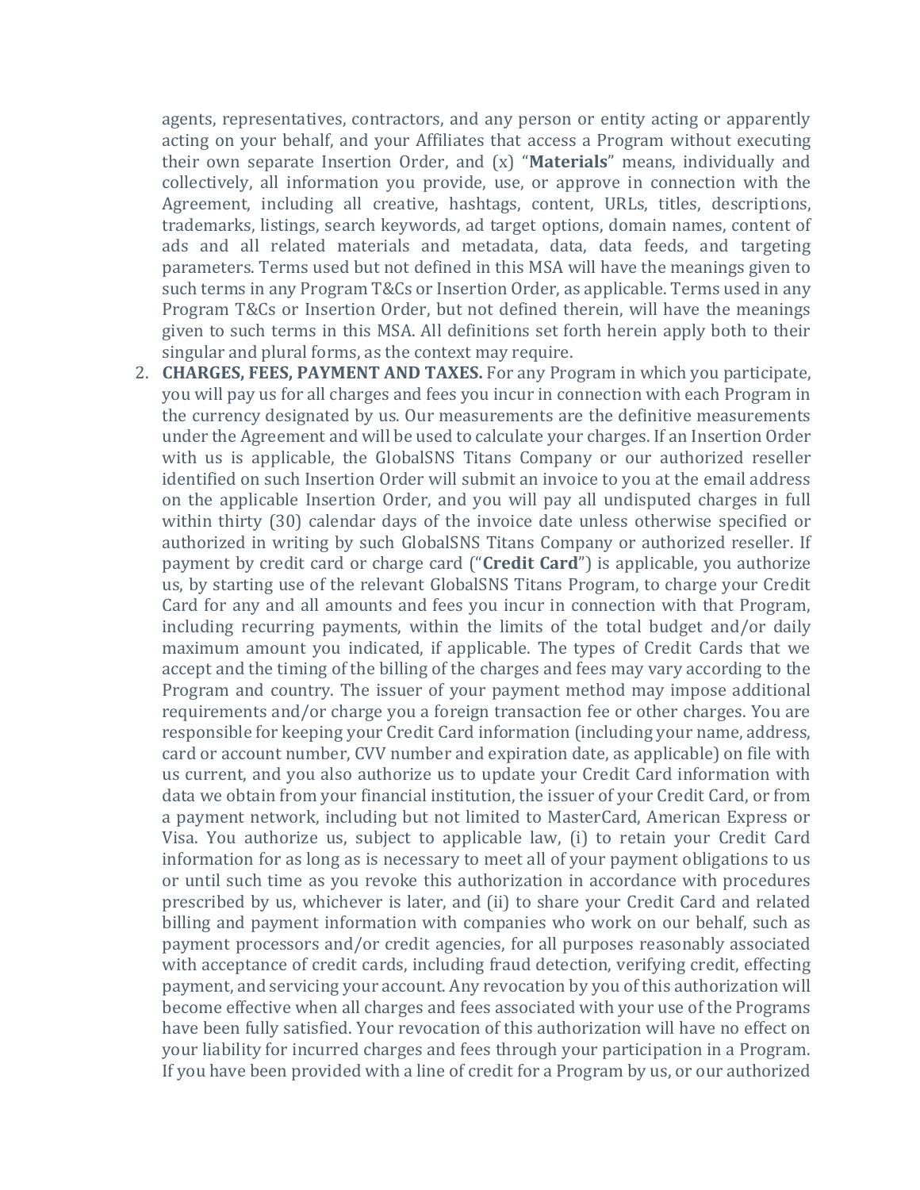agents, representatives, contractors, and any person or entity acting or apparently acting on your behalf, and your Affiliates that access a Program without executing their own separate Insertion Order, and (x) "**Materials**" means, individually and collectively, all information you provide, use, or approve in connection with the Agreement, including all creative, hashtags, content, URLs, titles, descriptions, trademarks, listings, search keywords, ad target options, domain names, content of ads and all related materials and metadata, data, data feeds, and targeting parameters. Terms used but not defined in this MSA will have the meanings given to such terms in any Program T&Cs or Insertion Order, as applicable. Terms used in any Program T&Cs or Insertion Order, but not defined therein, will have the meanings given to such terms in this MSA. All definitions set forth herein apply both to their singular and plural forms, as the context may require.

2. **CHARGES, FEES, PAYMENT AND TAXES.** For any Program in which you participate, you will pay us for all charges and fees you incur in connection with each Program in the currency designated by us. Our measurements are the definitive measurements under the Agreement and will be used to calculate your charges. If an Insertion Order with us is applicable, the GlobalSNS Titans Company or our authorized reseller identified on such Insertion Order will submit an invoice to you at the email address on the applicable Insertion Order, and you will pay all undisputed charges in full within thirty (30) calendar days of the invoice date unless otherwise specified or authorized in writing by such GlobalSNS Titans Company or authorized reseller. If payment by credit card or charge card ("**Credit Card**") is applicable, you authorize us, by starting use of the relevant GlobalSNS Titans Program, to charge your Credit Card for any and all amounts and fees you incur in connection with that Program, including recurring payments, within the limits of the total budget and/or daily maximum amount you indicated, if applicable. The types of Credit Cards that we accept and the timing of the billing of the charges and fees may vary according to the Program and country. The issuer of your payment method may impose additional requirements and/or charge you a foreign transaction fee or other charges. You are responsible for keeping your Credit Card information (including your name, address, card or account number, CVV number and expiration date, as applicable) on file with us current, and you also authorize us to update your Credit Card information with data we obtain from your financial institution, the issuer of your Credit Card, or from a payment network, including but not limited to MasterCard, American Express or Visa. You authorize us, subject to applicable law, (i) to retain your Credit Card information for as long as is necessary to meet all of your payment obligations to us or until such time as you revoke this authorization in accordance with procedures prescribed by us, whichever is later, and (ii) to share your Credit Card and related billing and payment information with companies who work on our behalf, such as payment processors and/or credit agencies, for all purposes reasonably associated with acceptance of credit cards, including fraud detection, verifying credit, effecting payment, and servicing your account. Any revocation by you of this authorization will become effective when all charges and fees associated with your use of the Programs have been fully satisfied. Your revocation of this authorization will have no effect on your liability for incurred charges and fees through your participation in a Program. If you have been provided with a line of credit for a Program by us, or our authorized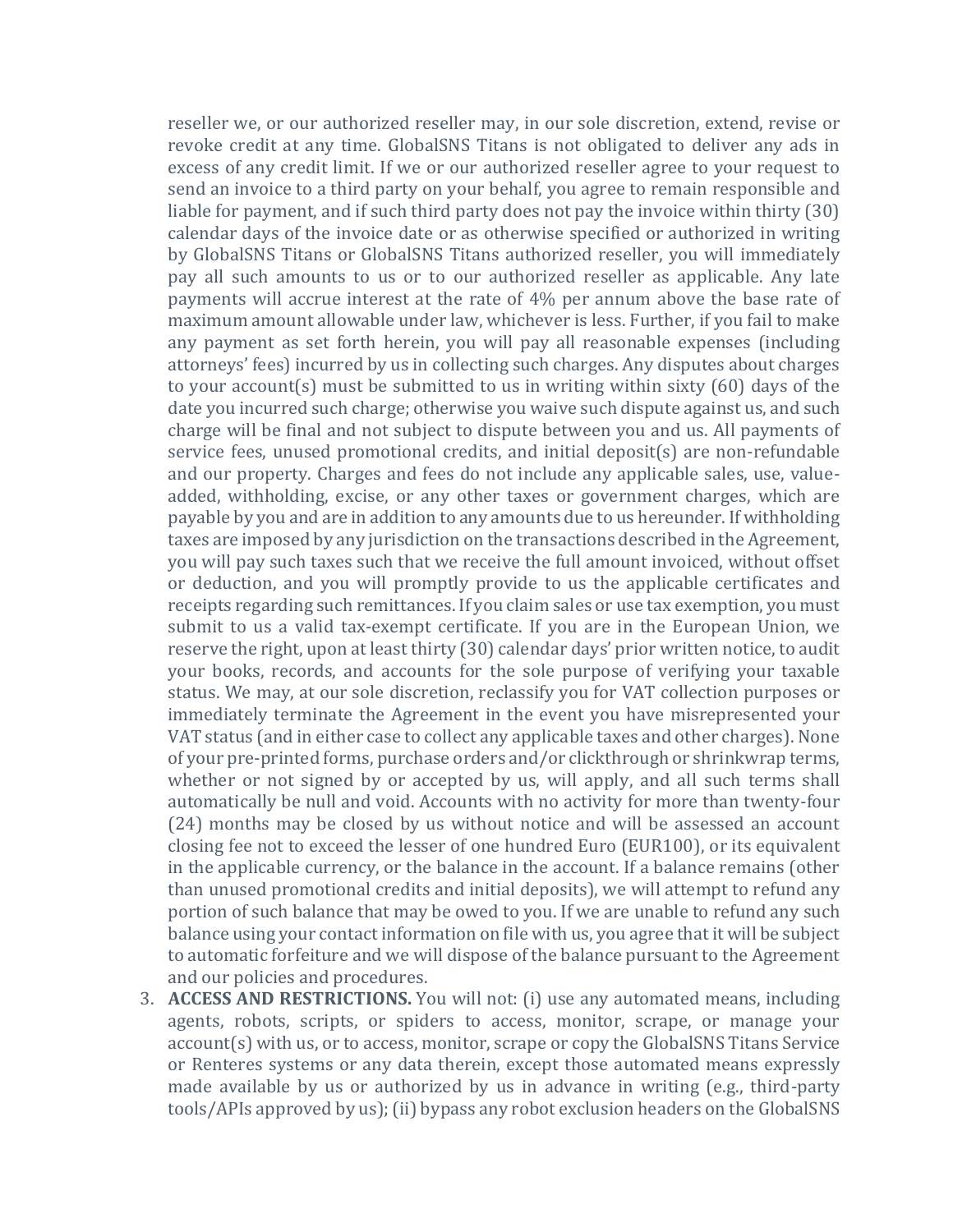reseller we, or our authorized reseller may, in our sole discretion, extend, revise or revoke credit at any time. GlobalSNS Titans is not obligated to deliver any ads in excess of any credit limit. If we or our authorized reseller agree to your request to send an invoice to a third party on your behalf, you agree to remain responsible and liable for payment, and if such third party does not pay the invoice within thirty (30) calendar days of the invoice date or as otherwise specified or authorized in writing by GlobalSNS Titans or GlobalSNS Titans authorized reseller, you will immediately pay all such amounts to us or to our authorized reseller as applicable. Any late payments will accrue interest at the rate of 4% per annum above the base rate of maximum amount allowable under law, whichever is less. Further, if you fail to make any payment as set forth herein, you will pay all reasonable expenses (including attorneys' fees) incurred by us in collecting such charges. Any disputes about charges to your account(s) must be submitted to us in writing within sixty (60) days of the date you incurred such charge; otherwise you waive such dispute against us, and such charge will be final and not subject to dispute between you and us. All payments of service fees, unused promotional credits, and initial deposit(s) are non-refundable and our property. Charges and fees do not include any applicable sales, use, value-added, withholding, excise, or any other taxes or government charges, which are payable by you and are in addition to any amounts due to us hereunder. If withholding taxes are imposed by any jurisdiction on the transactions described in the Agreement, you will pay such taxes such that we receive the full amount invoiced, without offset or deduction, and you will promptly provide to us the applicable certificates and receipts regarding such remittances. If you claim sales or use tax exemption, you must submit to us a valid tax-exempt certificate. If you are in the European Union, we reserve the right, upon at least thirty (30) calendar days' prior written notice, to audit your books, records, and accounts for the sole purpose of verifying your taxable status. We may, at our sole discretion, reclassify you for VAT collection purposes or immediately terminate the Agreement in the event you have misrepresented your VAT status (and in either case to collect any applicable taxes and other charges). None of your pre-printed forms, purchase orders and/or clickthrough or shrinkwrap terms, whether or not signed by or accepted by us, will apply, and all such terms shall automatically be null and void. Accounts with no activity for more than twenty-four (24) months may be closed by us without notice and will be assessed an account closing fee not to exceed the lesser of one hundred Euro (EUR100), or its equivalent in the applicable currency, or the balance in the account. If a balance remains (other than unused promotional credits and initial deposits), we will attempt to refund any portion of such balance that may be owed to you. If we are unable to refund any such balance using your contact information on file with us, you agree that it will be subject to automatic forfeiture and we will dispose of the balance pursuant to the Agreement and our policies and procedures.

3. **ACCESS AND RESTRICTIONS.** You will not: (i) use any automated means, including agents, robots, scripts, or spiders to access, monitor, scrape, or manage your account(s) with us, or to access, monitor, scrape or copy the GlobalSNS Titans Service or Renteres systems or any data therein, except those automated means expressly made available by us or authorized by us in advance in writing (e.g., third-party tools/APIs approved by us); (ii) bypass any robot exclusion headers on the GlobalSNS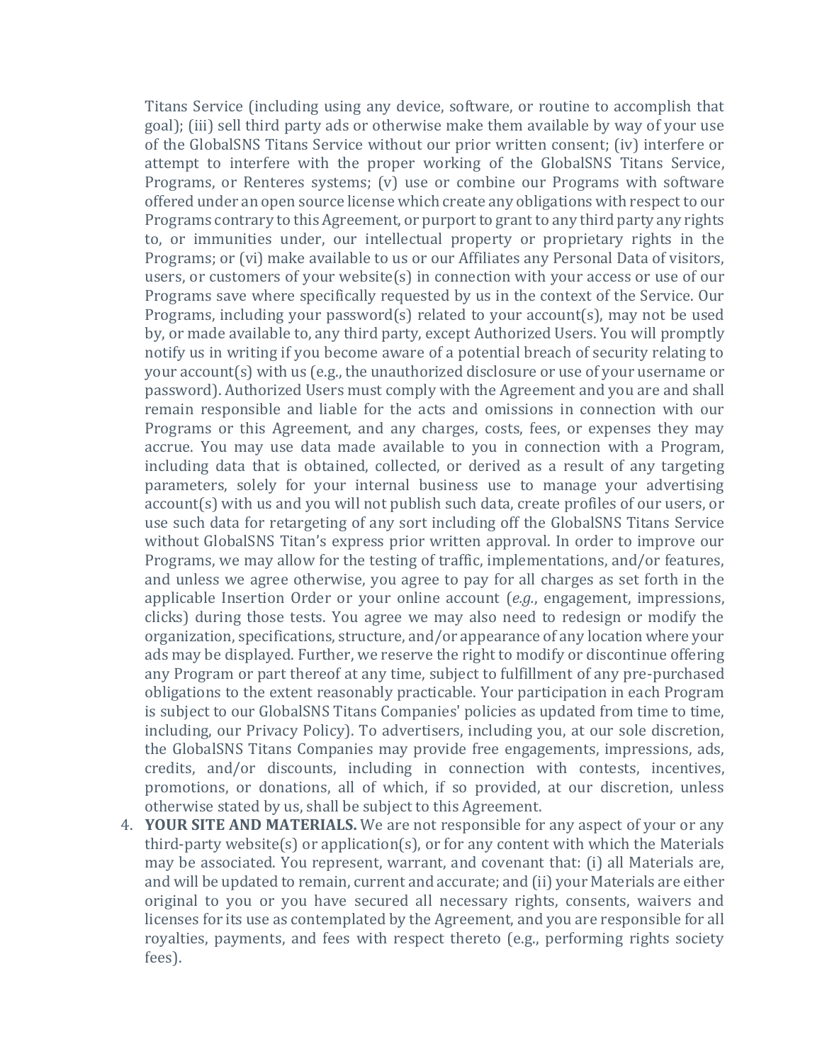Titans Service (including using any device, software, or routine to accomplish that goal); (iii) sell third party ads or otherwise make them available by way of your use of the GlobalSNS Titans Service without our prior written consent; (iv) interfere or attempt to interfere with the proper working of the GlobalSNS Titans Service, Programs, or Renteres systems; (v) use or combine our Programs with software offered under an open source license which create any obligations with respect to our Programs contrary to this Agreement, or purport to grant to any third party any rights to, or immunities under, our intellectual property or proprietary rights in the Programs; or (vi) make available to us or our Affiliates any Personal Data of visitors, users, or customers of your website(s) in connection with your access or use of our Programs save where specifically requested by us in the context of the Service. Our Programs, including your password(s) related to your account(s), may not be used by, or made available to, any third party, except Authorized Users. You will promptly notify us in writing if you become aware of a potential breach of security relating to your account(s) with us (e.g., the unauthorized disclosure or use of your username or password). Authorized Users must comply with the Agreement and you are and shall remain responsible and liable for the acts and omissions in connection with our Programs or this Agreement, and any charges, costs, fees, or expenses they may accrue. You may use data made available to you in connection with a Program, including data that is obtained, collected, or derived as a result of any targeting parameters, solely for your internal business use to manage your advertising account(s) with us and you will not publish such data, create profiles of our users, or use such data for retargeting of any sort including off the GlobalSNS Titans Service without GlobalSNS Titan's express prior written approval. In order to improve our Programs, we may allow for the testing of traffic, implementations, and/or features, and unless we agree otherwise, you agree to pay for all charges as set forth in the applicable Insertion Order or your online account (*e.g.*, engagement, impressions, clicks) during those tests. You agree we may also need to redesign or modify the organization, specifications, structure, and/or appearance of any location where your ads may be displayed. Further, we reserve the right to modify or discontinue offering any Program or part thereof at any time, subject to fulfillment of any pre-purchased obligations to the extent reasonably practicable. Your participation in each Program is subject to our GlobalSNS Titans Companies' policies as updated from time to time, including, our Privacy Policy). To advertisers, including you, at our sole discretion, the GlobalSNS Titans Companies may provide free engagements, impressions, ads, credits, and/or discounts, including in connection with contests, incentives, promotions, or donations, all of which, if so provided, at our discretion, unless otherwise stated by us, shall be subject to this Agreement.

4. **YOUR SITE AND MATERIALS.** We are not responsible for any aspect of your or any third-party website(s) or application(s), or for any content with which the Materials may be associated. You represent, warrant, and covenant that: (i) all Materials are, and will be updated to remain, current and accurate; and (ii) your Materials are either original to you or you have secured all necessary rights, consents, waivers and licenses for its use as contemplated by the Agreement, and you are responsible for all royalties, payments, and fees with respect thereto (e.g., performing rights society fees).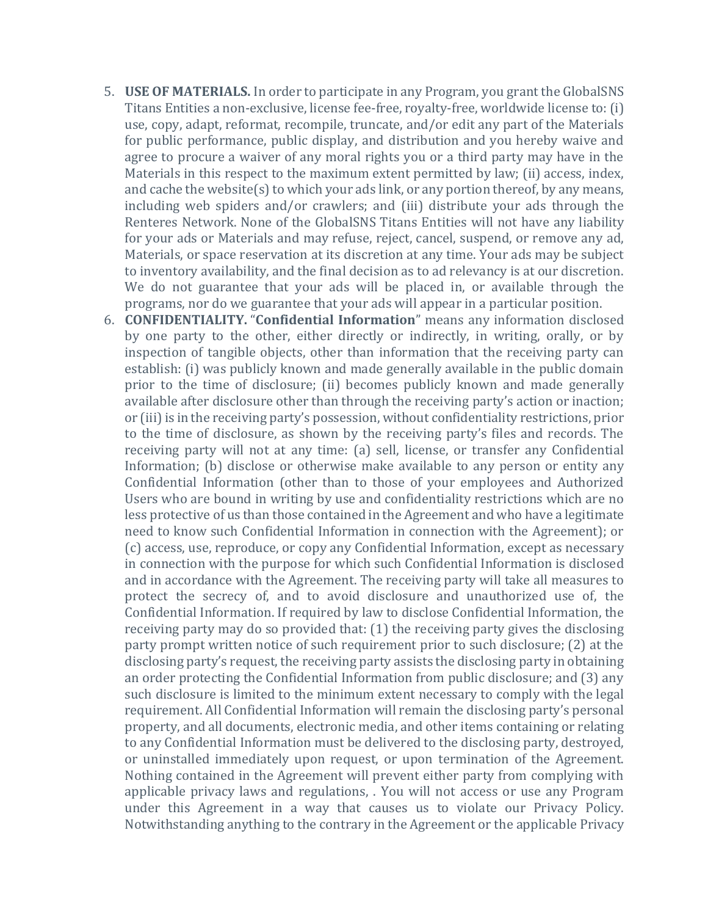5. **USE OF MATERIALS.** In order to participate in any Program, you grant the GlobalSNS Titans Entities a non-exclusive, license fee-free, royalty-free, worldwide license to: (i) use, copy, adapt, reformat, recompile, truncate, and/or edit any part of the Materials for public performance, public display, and distribution and you hereby waive and agree to procure a waiver of any moral rights you or a third party may have in the Materials in this respect to the maximum extent permitted by law; (ii) access, index, and cache the website(s) to which your ads link, or any portion thereof, by any means, including web spiders and/or crawlers; and (iii) distribute your ads through the Renteres Network. None of the GlobalSNS Titans Entities will not have any liability for your ads or Materials and may refuse, reject, cancel, suspend, or remove any ad, Materials, or space reservation at its discretion at any time. Your ads may be subject to inventory availability, and the final decision as to ad relevancy is at our discretion. We do not guarantee that your ads will be placed in, or available through the programs, nor do we guarantee that your ads will appear in a particular position.
6. **CONFIDENTIALITY.** "**Confidential Information**" means any information disclosed by one party to the other, either directly or indirectly, in writing, orally, or by inspection of tangible objects, other than information that the receiving party can establish: (i) was publicly known and made generally available in the public domain prior to the time of disclosure; (ii) becomes publicly known and made generally available after disclosure other than through the receiving party's action or inaction; or (iii) is in the receiving party's possession, without confidentiality restrictions, prior to the time of disclosure, as shown by the receiving party's files and records. The receiving party will not at any time: (a) sell, license, or transfer any Confidential Information; (b) disclose or otherwise make available to any person or entity any Confidential Information (other than to those of your employees and Authorized Users who are bound in writing by use and confidentiality restrictions which are no less protective of us than those contained in the Agreement and who have a legitimate need to know such Confidential Information in connection with the Agreement); or (c) access, use, reproduce, or copy any Confidential Information, except as necessary in connection with the purpose for which such Confidential Information is disclosed and in accordance with the Agreement. The receiving party will take all measures to protect the secrecy of, and to avoid disclosure and unauthorized use of, the Confidential Information. If required by law to disclose Confidential Information, the receiving party may do so provided that: (1) the receiving party gives the disclosing party prompt written notice of such requirement prior to such disclosure; (2) at the disclosing party's request, the receiving party assists the disclosing party in obtaining an order protecting the Confidential Information from public disclosure; and (3) any such disclosure is limited to the minimum extent necessary to comply with the legal requirement. All Confidential Information will remain the disclosing party's personal property, and all documents, electronic media, and other items containing or relating to any Confidential Information must be delivered to the disclosing party, destroyed, or uninstalled immediately upon request, or upon termination of the Agreement. Nothing contained in the Agreement will prevent either party from complying with applicable privacy laws and regulations, . You will not access or use any Program under this Agreement in a way that causes us to violate our Privacy Policy. Notwithstanding anything to the contrary in the Agreement or the applicable Privacy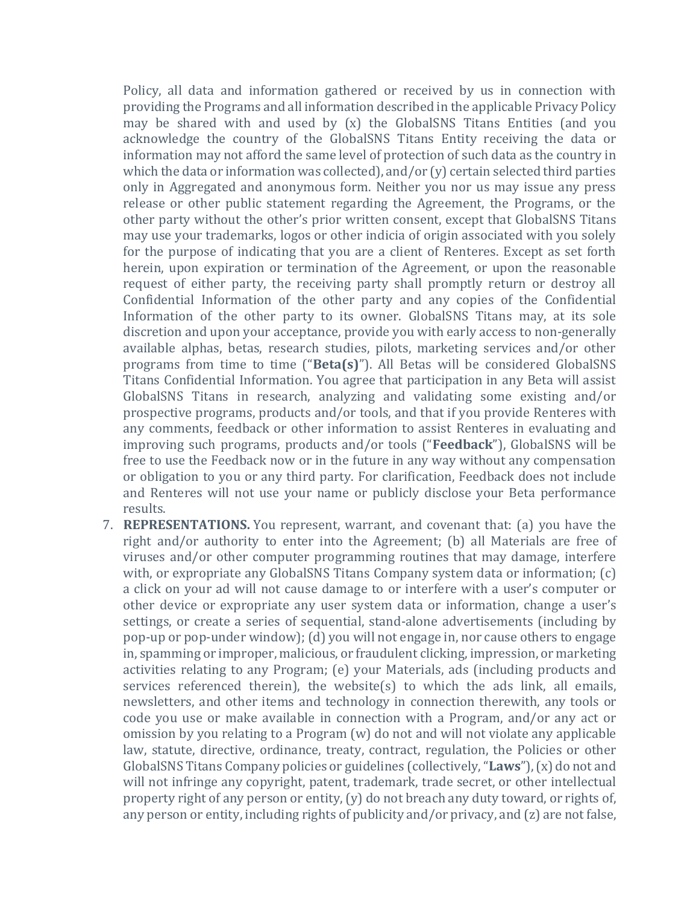Policy, all data and information gathered or received by us in connection with providing the Programs and all information described in the applicable Privacy Policy may be shared with and used by (x) the GlobalSNS Titans Entities (and you acknowledge the country of the GlobalSNS Titans Entity receiving the data or information may not afford the same level of protection of such data as the country in which the data or information was collected), and/or (y) certain selected third parties only in Aggregated and anonymous form. Neither you nor us may issue any press release or other public statement regarding the Agreement, the Programs, or the other party without the other's prior written consent, except that GlobalSNS Titans may use your trademarks, logos or other indicia of origin associated with you solely for the purpose of indicating that you are a client of Renteres. Except as set forth herein, upon expiration or termination of the Agreement, or upon the reasonable request of either party, the receiving party shall promptly return or destroy all Confidential Information of the other party and any copies of the Confidential Information of the other party to its owner. GlobalSNS Titans may, at its sole discretion and upon your acceptance, provide you with early access to non-generally available alphas, betas, research studies, pilots, marketing services and/or other programs from time to time ("**Beta(s)**"). All Betas will be considered GlobalSNS Titans Confidential Information. You agree that participation in any Beta will assist GlobalSNS Titans in research, analyzing and validating some existing and/or prospective programs, products and/or tools, and that if you provide Renteres with any comments, feedback or other information to assist Renteres in evaluating and improving such programs, products and/or tools ("**Feedback**"), GlobalSNS will be free to use the Feedback now or in the future in any way without any compensation or obligation to you or any third party. For clarification, Feedback does not include and Renteres will not use your name or publicly disclose your Beta performance results.

7. **REPRESENTATIONS.** You represent, warrant, and covenant that: (a) you have the right and/or authority to enter into the Agreement; (b) all Materials are free of viruses and/or other computer programming routines that may damage, interfere with, or expropriate any GlobalSNS Titans Company system data or information; (c) a click on your ad will not cause damage to or interfere with a user's computer or other device or expropriate any user system data or information, change a user's settings, or create a series of sequential, stand-alone advertisements (including by pop-up or pop-under window); (d) you will not engage in, nor cause others to engage in, spamming or improper, malicious, or fraudulent clicking, impression, or marketing activities relating to any Program; (e) your Materials, ads (including products and services referenced therein), the website(s) to which the ads link, all emails, newsletters, and other items and technology in connection therewith, any tools or code you use or make available in connection with a Program, and/or any act or omission by you relating to a Program (w) do not and will not violate any applicable law, statute, directive, ordinance, treaty, contract, regulation, the Policies or other GlobalSNS Titans Company policies or guidelines (collectively, "**Laws**"), (x) do not and will not infringe any copyright, patent, trademark, trade secret, or other intellectual property right of any person or entity, (y) do not breach any duty toward, or rights of, any person or entity, including rights of publicity and/or privacy, and (z) are not false,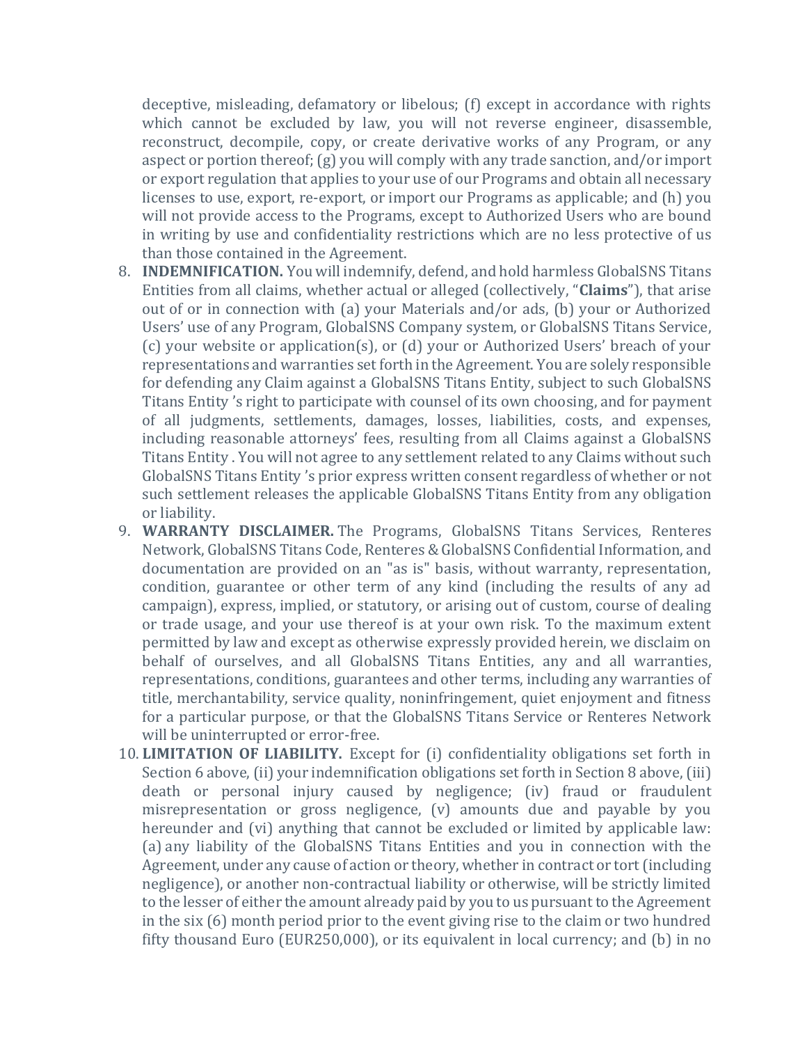deceptive, misleading, defamatory or libelous; (f) except in accordance with rights which cannot be excluded by law, you will not reverse engineer, disassemble, reconstruct, decompile, copy, or create derivative works of any Program, or any aspect or portion thereof; (g) you will comply with any trade sanction, and/or import or export regulation that applies to your use of our Programs and obtain all necessary licenses to use, export, re-export, or import our Programs as applicable; and (h) you will not provide access to the Programs, except to Authorized Users who are bound in writing by use and confidentiality restrictions which are no less protective of us than those contained in the Agreement.

8. **INDEMNIFICATION.** You will indemnify, defend, and hold harmless GlobalSNS Titans Entities from all claims, whether actual or alleged (collectively, "**Claims**"), that arise out of or in connection with (a) your Materials and/or ads, (b) your or Authorized Users' use of any Program, GlobalSNS Company system, or GlobalSNS Titans Service, (c) your website or application(s), or (d) your or Authorized Users' breach of your representations and warranties set forth in the Agreement. You are solely responsible for defending any Claim against a GlobalSNS Titans Entity, subject to such GlobalSNS Titans Entity 's right to participate with counsel of its own choosing, and for payment of all judgments, settlements, damages, losses, liabilities, costs, and expenses, including reasonable attorneys' fees, resulting from all Claims against a GlobalSNS Titans Entity . You will not agree to any settlement related to any Claims without such GlobalSNS Titans Entity 's prior express written consent regardless of whether or not such settlement releases the applicable GlobalSNS Titans Entity from any obligation or liability.
9. **WARRANTY DISCLAIMER.** The Programs, GlobalSNS Titans Services, Renteres Network, GlobalSNS Titans Code, Renteres & GlobalSNS Confidential Information, and documentation are provided on an "as is" basis, without warranty, representation, condition, guarantee or other term of any kind (including the results of any ad campaign), express, implied, or statutory, or arising out of custom, course of dealing or trade usage, and your use thereof is at your own risk. To the maximum extent permitted by law and except as otherwise expressly provided herein, we disclaim on behalf of ourselves, and all GlobalSNS Titans Entities, any and all warranties, representations, conditions, guarantees and other terms, including any warranties of title, merchantability, service quality, noninfringement, quiet enjoyment and fitness for a particular purpose, or that the GlobalSNS Titans Service or Renteres Network will be uninterrupted or error-free.
10. **LIMITATION OF LIABILITY.** Except for (i) confidentiality obligations set forth in Section 6 above, (ii) your indemnification obligations set forth in Section 8 above, (iii) death or personal injury caused by negligence; (iv) fraud or fraudulent misrepresentation or gross negligence, (v) amounts due and payable by you hereunder and (vi) anything that cannot be excluded or limited by applicable law: (a) any liability of the GlobalSNS Titans Entities and you in connection with the Agreement, under any cause of action or theory, whether in contract or tort (including negligence), or another non-contractual liability or otherwise, will be strictly limited to the lesser of either the amount already paid by you to us pursuant to the Agreement in the six (6) month period prior to the event giving rise to the claim or two hundred fifty thousand Euro (EUR250,000), or its equivalent in local currency; and (b) in no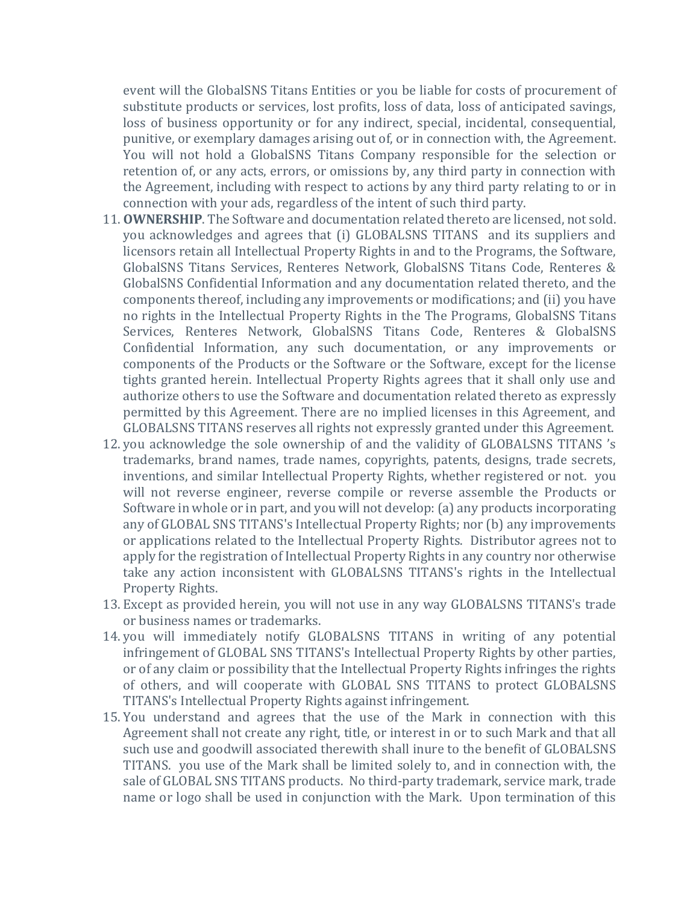event will the GlobalSNS Titans Entities or you be liable for costs of procurement of substitute products or services, lost profits, loss of data, loss of anticipated savings, loss of business opportunity or for any indirect, special, incidental, consequential, punitive, or exemplary damages arising out of, or in connection with, the Agreement. You will not hold a GlobalSNS Titans Company responsible for the selection or retention of, or any acts, errors, or omissions by, any third party in connection with the Agreement, including with respect to actions by any third party relating to or in connection with your ads, regardless of the intent of such third party.

11. **OWNERSHIP**. The Software and documentation related thereto are licensed, not sold. you acknowledges and agrees that (i) GLOBALSNS TITANS and its suppliers and licensors retain all Intellectual Property Rights in and to the Programs, the Software, GlobalSNS Titans Services, Renteres Network, GlobalSNS Titans Code, Renteres & GlobalSNS Confidential Information and any documentation related thereto, and the components thereof, including any improvements or modifications; and (ii) you have no rights in the Intellectual Property Rights in the The Programs, GlobalSNS Titans Services, Renteres Network, GlobalSNS Titans Code, Renteres & GlobalSNS Confidential Information, any such documentation, or any improvements or components of the Products or the Software or the Software, except for the license tights granted herein. Intellectual Property Rights agrees that it shall only use and authorize others to use the Software and documentation related thereto as expressly permitted by this Agreement. There are no implied licenses in this Agreement, and GLOBALSNS TITANS reserves all rights not expressly granted under this Agreement.
12. you acknowledge the sole ownership of and the validity of GLOBALSNS TITANS 's trademarks, brand names, trade names, copyrights, patents, designs, trade secrets, inventions, and similar Intellectual Property Rights, whether registered or not. you will not reverse engineer, reverse compile or reverse assemble the Products or Software in whole or in part, and you will not develop: (a) any products incorporating any of GLOBAL SNS TITANS's Intellectual Property Rights; nor (b) any improvements or applications related to the Intellectual Property Rights. Distributor agrees not to apply for the registration of Intellectual Property Rights in any country nor otherwise take any action inconsistent with GLOBALSNS TITANS's rights in the Intellectual Property Rights.
13. Except as provided herein, you will not use in any way GLOBALSNS TITANS's trade or business names or trademarks.
14. you will immediately notify GLOBALSNS TITANS in writing of any potential infringement of GLOBAL SNS TITANS's Intellectual Property Rights by other parties, or of any claim or possibility that the Intellectual Property Rights infringes the rights of others, and will cooperate with GLOBAL SNS TITANS to protect GLOBALSNS TITANS's Intellectual Property Rights against infringement.
15. You understand and agrees that the use of the Mark in connection with this Agreement shall not create any right, title, or interest in or to such Mark and that all such use and goodwill associated therewith shall inure to the benefit of GLOBALSNS TITANS. you use of the Mark shall be limited solely to, and in connection with, the sale of GLOBAL SNS TITANS products. No third-party trademark, service mark, trade name or logo shall be used in conjunction with the Mark. Upon termination of this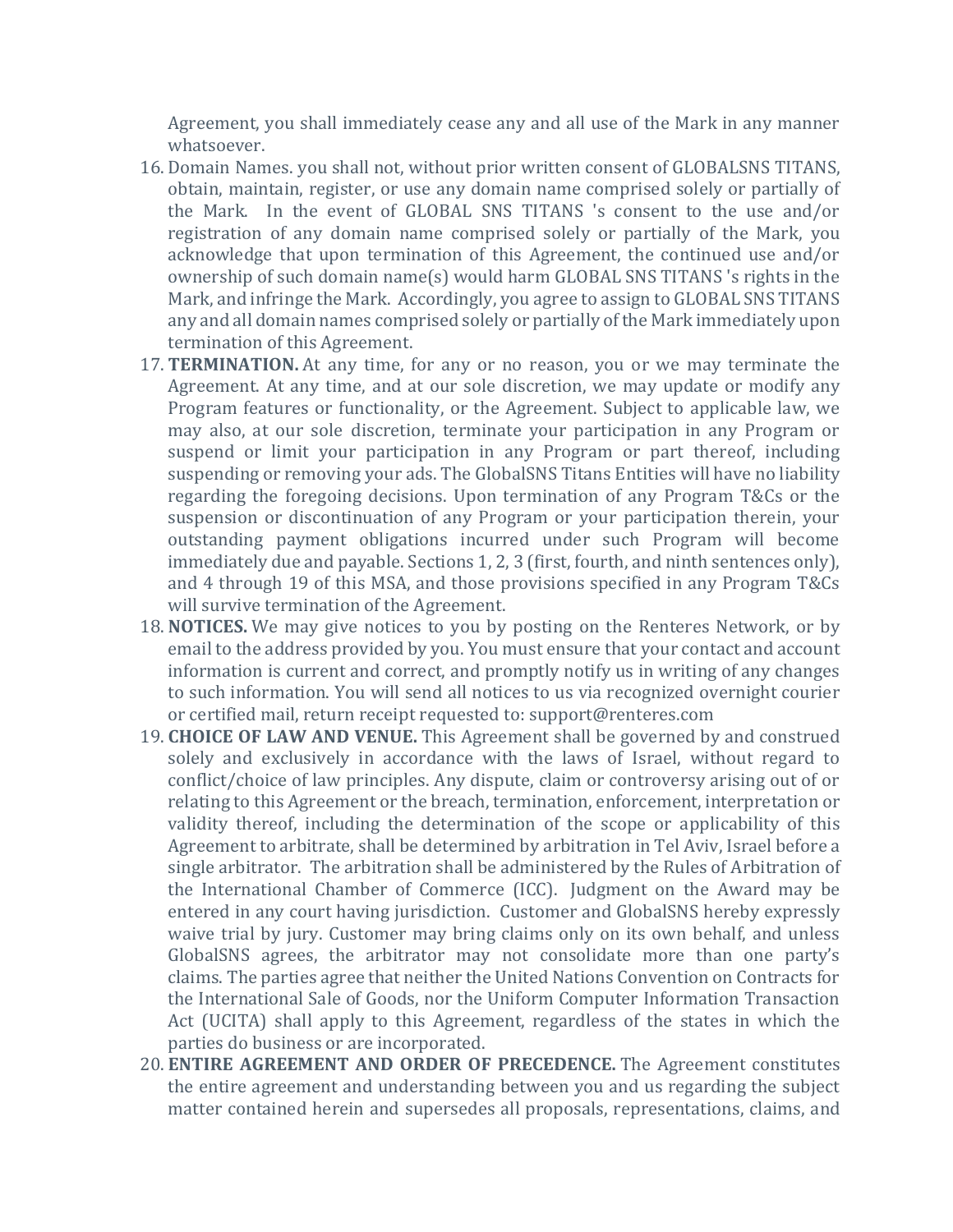Agreement, you shall immediately cease any and all use of the Mark in any manner whatsoever.

16. Domain Names. you shall not, without prior written consent of GLOBALSNS TITANS, obtain, maintain, register, or use any domain name comprised solely or partially of the Mark. In the event of GLOBAL SNS TITANS 's consent to the use and/or registration of any domain name comprised solely or partially of the Mark, you acknowledge that upon termination of this Agreement, the continued use and/or ownership of such domain name(s) would harm GLOBAL SNS TITANS 's rights in the Mark, and infringe the Mark. Accordingly, you agree to assign to GLOBAL SNS TITANS any and all domain names comprised solely or partially of the Mark immediately upon termination of this Agreement.
17. **TERMINATION.** At any time, for any or no reason, you or we may terminate the Agreement. At any time, and at our sole discretion, we may update or modify any Program features or functionality, or the Agreement. Subject to applicable law, we may also, at our sole discretion, terminate your participation in any Program or suspend or limit your participation in any Program or part thereof, including suspending or removing your ads. The GlobalSNS Titans Entities will have no liability regarding the foregoing decisions. Upon termination of any Program T&Cs or the suspension or discontinuation of any Program or your participation therein, your outstanding payment obligations incurred under such Program will become immediately due and payable. Sections 1, 2, 3 (first, fourth, and ninth sentences only), and 4 through 19 of this MSA, and those provisions specified in any Program T&Cs will survive termination of the Agreement.
18. **NOTICES.** We may give notices to you by posting on the Renteres Network, or by email to the address provided by you. You must ensure that your contact and account information is current and correct, and promptly notify us in writing of any changes to such information. You will send all notices to us via recognized overnight courier or certified mail, return receipt requested to: support@renteres.com
19. **CHOICE OF LAW AND VENUE.** This Agreement shall be governed by and construed solely and exclusively in accordance with the laws of Israel, without regard to conflict/choice of law principles. Any dispute, claim or controversy arising out of or relating to this Agreement or the breach, termination, enforcement, interpretation or validity thereof, including the determination of the scope or applicability of this Agreement to arbitrate, shall be determined by arbitration in Tel Aviv, Israel before a single arbitrator. The arbitration shall be administered by the Rules of Arbitration of the International Chamber of Commerce (ICC). Judgment on the Award may be entered in any court having jurisdiction. Customer and GlobalSNS hereby expressly waive trial by jury. Customer may bring claims only on its own behalf, and unless GlobalSNS agrees, the arbitrator may not consolidate more than one party's claims. The parties agree that neither the United Nations Convention on Contracts for the International Sale of Goods, nor the Uniform Computer Information Transaction Act (UCITA) shall apply to this Agreement, regardless of the states in which the parties do business or are incorporated.
20. **ENTIRE AGREEMENT AND ORDER OF PRECEDENCE.** The Agreement constitutes the entire agreement and understanding between you and us regarding the subject matter contained herein and supersedes all proposals, representations, claims, and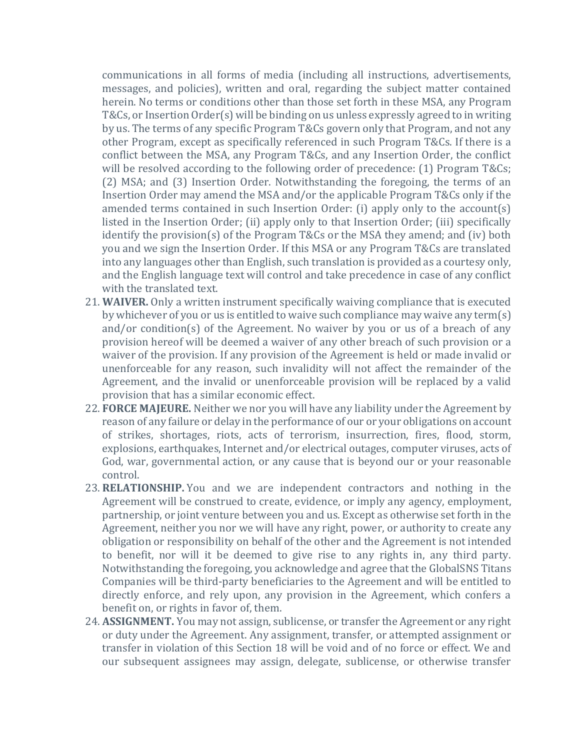communications in all forms of media (including all instructions, advertisements, messages, and policies), written and oral, regarding the subject matter contained herein. No terms or conditions other than those set forth in these MSA, any Program T&Cs, or Insertion Order(s) will be binding on us unless expressly agreed to in writing by us. The terms of any specific Program T&Cs govern only that Program, and not any other Program, except as specifically referenced in such Program T&Cs. If there is a conflict between the MSA, any Program T&Cs, and any Insertion Order, the conflict will be resolved according to the following order of precedence: (1) Program T&Cs; (2) MSA; and (3) Insertion Order. Notwithstanding the foregoing, the terms of an Insertion Order may amend the MSA and/or the applicable Program T&Cs only if the amended terms contained in such Insertion Order: (i) apply only to the account(s) listed in the Insertion Order; (ii) apply only to that Insertion Order; (iii) specifically identify the provision(s) of the Program T&Cs or the MSA they amend; and (iv) both you and we sign the Insertion Order. If this MSA or any Program T&Cs are translated into any languages other than English, such translation is provided as a courtesy only, and the English language text will control and take precedence in case of any conflict with the translated text.

21. **WAIVER.** Only a written instrument specifically waiving compliance that is executed by whichever of you or us is entitled to waive such compliance may waive any term(s) and/or condition(s) of the Agreement. No waiver by you or us of a breach of any provision hereof will be deemed a waiver of any other breach of such provision or a waiver of the provision. If any provision of the Agreement is held or made invalid or unenforceable for any reason, such invalidity will not affect the remainder of the Agreement, and the invalid or unenforceable provision will be replaced by a valid provision that has a similar economic effect.
22. **FORCE MAJEURE.** Neither we nor you will have any liability under the Agreement by reason of any failure or delay in the performance of our or your obligations on account of strikes, shortages, riots, acts of terrorism, insurrection, fires, flood, storm, explosions, earthquakes, Internet and/or electrical outages, computer viruses, acts of God, war, governmental action, or any cause that is beyond our or your reasonable control.
23. **RELATIONSHIP.** You and we are independent contractors and nothing in the Agreement will be construed to create, evidence, or imply any agency, employment, partnership, or joint venture between you and us. Except as otherwise set forth in the Agreement, neither you nor we will have any right, power, or authority to create any obligation or responsibility on behalf of the other and the Agreement is not intended to benefit, nor will it be deemed to give rise to any rights in, any third party. Notwithstanding the foregoing, you acknowledge and agree that the GlobalSNS Titans Companies will be third-party beneficiaries to the Agreement and will be entitled to directly enforce, and rely upon, any provision in the Agreement, which confers a benefit on, or rights in favor of, them.
24. **ASSIGNMENT.** You may not assign, sublicense, or transfer the Agreement or any right or duty under the Agreement. Any assignment, transfer, or attempted assignment or transfer in violation of this Section 18 will be void and of no force or effect. We and our subsequent assignees may assign, delegate, sublicense, or otherwise transfer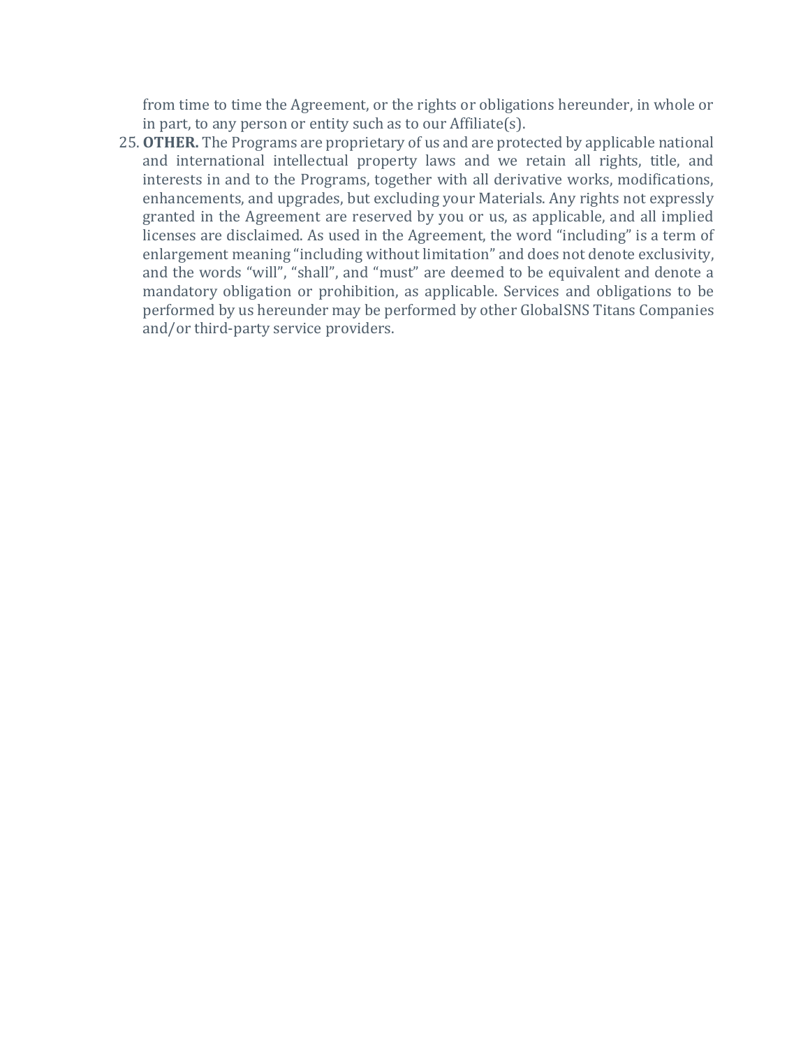from time to time the Agreement, or the rights or obligations hereunder, in whole or in part, to any person or entity such as to our Affiliate(s).

25. **OTHER.** The Programs are proprietary of us and are protected by applicable national and international intellectual property laws and we retain all rights, title, and interests in and to the Programs, together with all derivative works, modifications, enhancements, and upgrades, but excluding your Materials. Any rights not expressly granted in the Agreement are reserved by you or us, as applicable, and all implied licenses are disclaimed. As used in the Agreement, the word “including” is a term of enlargement meaning “including without limitation” and does not denote exclusivity, and the words “will”, “shall”, and “must” are deemed to be equivalent and denote a mandatory obligation or prohibition, as applicable. Services and obligations to be performed by us hereunder may be performed by other GlobalSNS Titans Companies and/or third-party service providers.